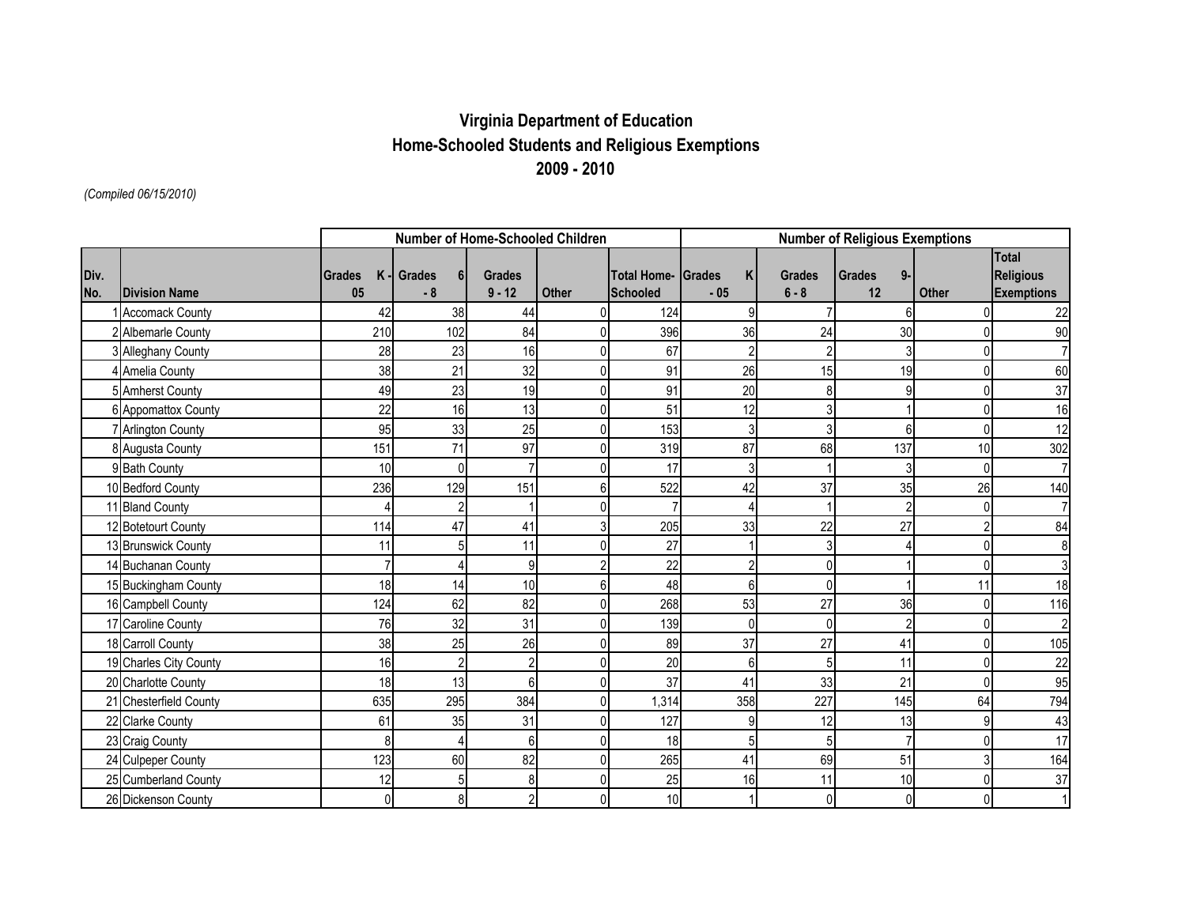# Virginia Department of Education
## Home-Schooled Students and Religious Exemptions
## 2009 - 2010

*(Compiled 06/15/2010)*

| | | Number of Home-Schooled Children | | | | | Number of Religious Exemptions | | | | |
|---|---|---|---|---|---|---|---|---|---|---|---|
| Div. No. | Division Name | Grades K - 05 | Grades 6 - 8 | Grades 9 - 12 | Other | Total Home-Schooled | Grades K - 05 | Grades 6 - 8 | Grades 9- 12 | Other | Total Religious Exemptions |
| 1 | Accomack County | 42 | 38 | 44 | 0 | 124 | 9 | 7 | 6 | 0 | 22 |
| 2 | Albemarle County | 210 | 102 | 84 | 0 | 396 | 36 | 24 | 30 | 0 | 90 |
| 3 | Alleghany County | 28 | 23 | 16 | 0 | 67 | 2 | 2 | 3 | 0 | 7 |
| 4 | Amelia County | 38 | 21 | 32 | 0 | 91 | 26 | 15 | 19 | 0 | 60 |
| 5 | Amherst County | 49 | 23 | 19 | 0 | 91 | 20 | 8 | 9 | 0 | 37 |
| 6 | Appomattox County | 22 | 16 | 13 | 0 | 51 | 12 | 3 | 1 | 0 | 16 |
| 7 | Arlington County | 95 | 33 | 25 | 0 | 153 | 3 | 3 | 6 | 0 | 12 |
| 8 | Augusta County | 151 | 71 | 97 | 0 | 319 | 87 | 68 | 137 | 10 | 302 |
| 9 | Bath County | 10 | 0 | 7 | 0 | 17 | 3 | 1 | 3 | 0 | 7 |
| 10 | Bedford County | 236 | 129 | 151 | 6 | 522 | 42 | 37 | 35 | 26 | 140 |
| 11 | Bland County | 4 | 2 | 1 | 0 | 7 | 4 | 1 | 2 | 0 | 7 |
| 12 | Botetourt County | 114 | 47 | 41 | 3 | 205 | 33 | 22 | 27 | 2 | 84 |
| 13 | Brunswick County | 11 | 5 | 11 | 0 | 27 | 1 | 3 | 4 | 0 | 8 |
| 14 | Buchanan County | 7 | 4 | 9 | 2 | 22 | 2 | 0 | 1 | 0 | 3 |
| 15 | Buckingham County | 18 | 14 | 10 | 6 | 48 | 6 | 0 | 1 | 11 | 18 |
| 16 | Campbell County | 124 | 62 | 82 | 0 | 268 | 53 | 27 | 36 | 0 | 116 |
| 17 | Caroline County | 76 | 32 | 31 | 0 | 139 | 0 | 0 | 2 | 0 | 2 |
| 18 | Carroll County | 38 | 25 | 26 | 0 | 89 | 37 | 27 | 41 | 0 | 105 |
| 19 | Charles City County | 16 | 2 | 2 | 0 | 20 | 6 | 5 | 11 | 0 | 22 |
| 20 | Charlotte County | 18 | 13 | 6 | 0 | 37 | 41 | 33 | 21 | 0 | 95 |
| 21 | Chesterfield County | 635 | 295 | 384 | 0 | 1,314 | 358 | 227 | 145 | 64 | 794 |
| 22 | Clarke County | 61 | 35 | 31 | 0 | 127 | 9 | 12 | 13 | 9 | 43 |
| 23 | Craig County | 8 | 4 | 6 | 0 | 18 | 5 | 5 | 7 | 0 | 17 |
| 24 | Culpeper County | 123 | 60 | 82 | 0 | 265 | 41 | 69 | 51 | 3 | 164 |
| 25 | Cumberland County | 12 | 5 | 8 | 0 | 25 | 16 | 11 | 10 | 0 | 37 |
| 26 | Dickenson County | 0 | 8 | 2 | 0 | 10 | 1 | 0 | 0 | 0 | 1 |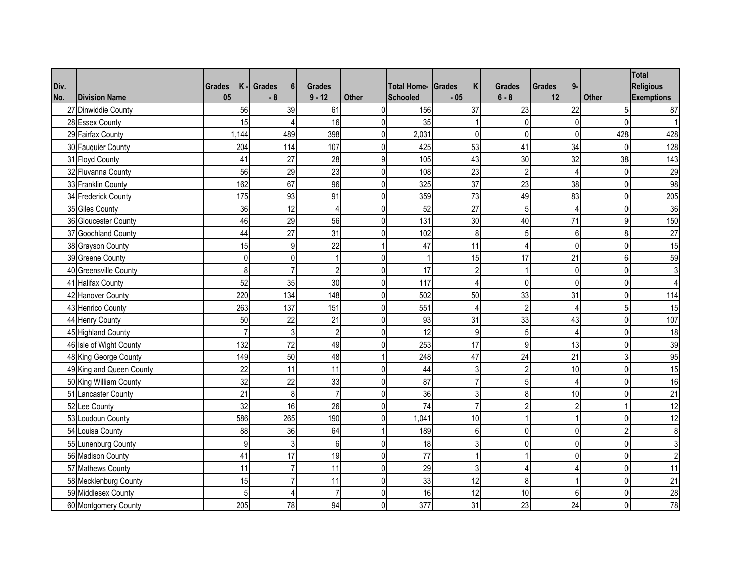| Div. No. | Division Name | Grades K - 05 | Grades 6 - 8 | Grades 9 - 12 | Other | Total Home-Schooled | Grades K - 05 | Grades 6 - 8 | Grades 9-12 | Other | Total Religious Exemptions |
|---|---|---|---|---|---|---|---|---|---|---|---|
| 27 | Dinwiddie County | 56 | 39 | 61 | 0 | 156 | 37 | 23 | 22 | 5 | 87 |
| 28 | Essex County | 15 | 4 | 16 | 0 | 35 | 1 | 0 | 0 | 0 | 1 |
| 29 | Fairfax County | 1,144 | 489 | 398 | 0 | 2,031 | 0 | 0 | 0 | 428 | 428 |
| 30 | Fauquier County | 204 | 114 | 107 | 0 | 425 | 53 | 41 | 34 | 0 | 128 |
| 31 | Floyd County | 41 | 27 | 28 | 9 | 105 | 43 | 30 | 32 | 38 | 143 |
| 32 | Fluvanna County | 56 | 29 | 23 | 0 | 108 | 23 | 2 | 4 | 0 | 29 |
| 33 | Franklin County | 162 | 67 | 96 | 0 | 325 | 37 | 23 | 38 | 0 | 98 |
| 34 | Frederick County | 175 | 93 | 91 | 0 | 359 | 73 | 49 | 83 | 0 | 205 |
| 35 | Giles County | 36 | 12 | 4 | 0 | 52 | 27 | 5 | 4 | 0 | 36 |
| 36 | Gloucester County | 46 | 29 | 56 | 0 | 131 | 30 | 40 | 71 | 9 | 150 |
| 37 | Goochland County | 44 | 27 | 31 | 0 | 102 | 8 | 5 | 6 | 8 | 27 |
| 38 | Grayson County | 15 | 9 | 22 | 1 | 47 | 11 | 4 | 0 | 0 | 15 |
| 39 | Greene County | 0 | 0 | 1 | 0 | 1 | 15 | 17 | 21 | 6 | 59 |
| 40 | Greensville County | 8 | 7 | 2 | 0 | 17 | 2 | 1 | 0 | 0 | 3 |
| 41 | Halifax County | 52 | 35 | 30 | 0 | 117 | 4 | 0 | 0 | 0 | 4 |
| 42 | Hanover County | 220 | 134 | 148 | 0 | 502 | 50 | 33 | 31 | 0 | 114 |
| 43 | Henrico County | 263 | 137 | 151 | 0 | 551 | 4 | 2 | 4 | 5 | 15 |
| 44 | Henry County | 50 | 22 | 21 | 0 | 93 | 31 | 33 | 43 | 0 | 107 |
| 45 | Highland County | 7 | 3 | 2 | 0 | 12 | 9 | 5 | 4 | 0 | 18 |
| 46 | Isle of Wight County | 132 | 72 | 49 | 0 | 253 | 17 | 9 | 13 | 0 | 39 |
| 48 | King George County | 149 | 50 | 48 | 1 | 248 | 47 | 24 | 21 | 3 | 95 |
| 49 | King and Queen County | 22 | 11 | 11 | 0 | 44 | 3 | 2 | 10 | 0 | 15 |
| 50 | King William County | 32 | 22 | 33 | 0 | 87 | 7 | 5 | 4 | 0 | 16 |
| 51 | Lancaster County | 21 | 8 | 7 | 0 | 36 | 3 | 8 | 10 | 0 | 21 |
| 52 | Lee County | 32 | 16 | 26 | 0 | 74 | 7 | 2 | 2 | 1 | 12 |
| 53 | Loudoun County | 586 | 265 | 190 | 0 | 1,041 | 10 | 1 | 1 | 0 | 12 |
| 54 | Louisa County | 88 | 36 | 64 | 1 | 189 | 6 | 0 | 0 | 2 | 8 |
| 55 | Lunenburg County | 9 | 3 | 6 | 0 | 18 | 3 | 0 | 0 | 0 | 3 |
| 56 | Madison County | 41 | 17 | 19 | 0 | 77 | 1 | 1 | 0 | 0 | 2 |
| 57 | Mathews County | 11 | 7 | 11 | 0 | 29 | 3 | 4 | 4 | 0 | 11 |
| 58 | Mecklenburg County | 15 | 7 | 11 | 0 | 33 | 12 | 8 | 1 | 0 | 21 |
| 59 | Middlesex County | 5 | 4 | 7 | 0 | 16 | 12 | 10 | 6 | 0 | 28 |
| 60 | Montgomery County | 205 | 78 | 94 | 0 | 377 | 31 | 23 | 24 | 0 | 78 |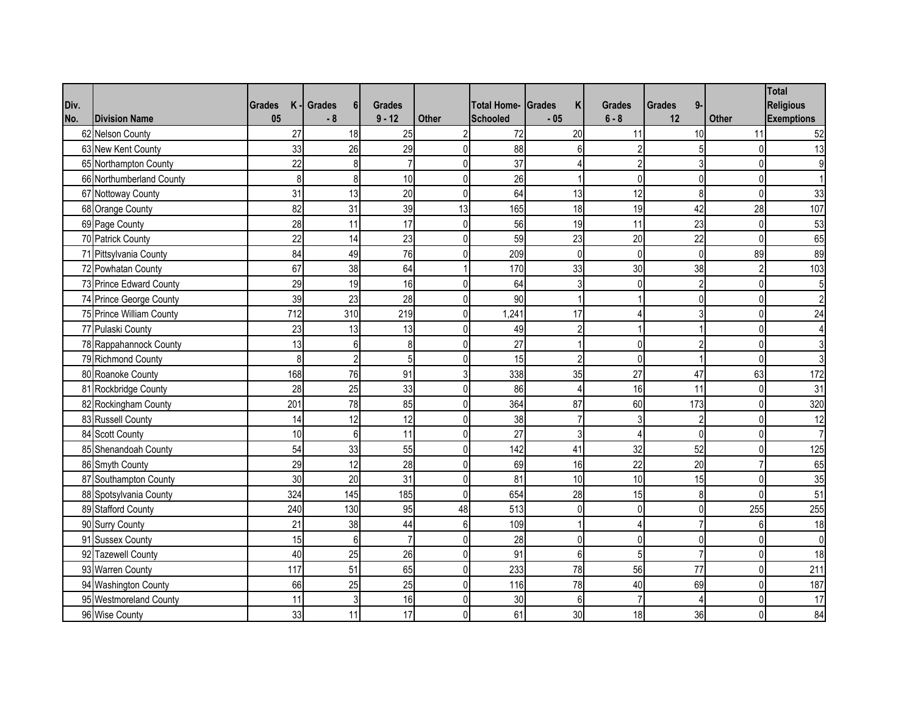| Div. No. | Division Name | Grades K - 05 | Grades 6 - 8 | Grades 9 - 12 | Other | Total Home-Schooled | Grades K - 05 | Grades 6 - 8 | Grades 9-12 | Other | Total Religious Exemptions |
|---|---|---|---|---|---|---|---|---|---|---|---|
| 62 | Nelson County | 27 | 18 | 25 | 2 | 72 | 20 | 11 | 10 | 11 | 52 |
| 63 | New Kent County | 33 | 26 | 29 | 0 | 88 | 6 | 2 | 5 | 0 | 13 |
| 65 | Northampton County | 22 | 8 | 7 | 0 | 37 | 4 | 2 | 3 | 0 | 9 |
| 66 | Northumberland County | 8 | 8 | 10 | 0 | 26 | 1 | 0 | 0 | 0 | 1 |
| 67 | Nottoway County | 31 | 13 | 20 | 0 | 64 | 13 | 12 | 8 | 0 | 33 |
| 68 | Orange County | 82 | 31 | 39 | 13 | 165 | 18 | 19 | 42 | 28 | 107 |
| 69 | Page County | 28 | 11 | 17 | 0 | 56 | 19 | 11 | 23 | 0 | 53 |
| 70 | Patrick County | 22 | 14 | 23 | 0 | 59 | 23 | 20 | 22 | 0 | 65 |
| 71 | Pittsylvania County | 84 | 49 | 76 | 0 | 209 | 0 | 0 | 0 | 89 | 89 |
| 72 | Powhatan County | 67 | 38 | 64 | 1 | 170 | 33 | 30 | 38 | 2 | 103 |
| 73 | Prince Edward County | 29 | 19 | 16 | 0 | 64 | 3 | 0 | 2 | 0 | 5 |
| 74 | Prince George County | 39 | 23 | 28 | 0 | 90 | 1 | 1 | 0 | 0 | 2 |
| 75 | Prince William County | 712 | 310 | 219 | 0 | 1,241 | 17 | 4 | 3 | 0 | 24 |
| 77 | Pulaski County | 23 | 13 | 13 | 0 | 49 | 2 | 1 | 1 | 0 | 4 |
| 78 | Rappahannock County | 13 | 6 | 8 | 0 | 27 | 1 | 0 | 2 | 0 | 3 |
| 79 | Richmond County | 8 | 2 | 5 | 0 | 15 | 2 | 0 | 1 | 0 | 3 |
| 80 | Roanoke County | 168 | 76 | 91 | 3 | 338 | 35 | 27 | 47 | 63 | 172 |
| 81 | Rockbridge County | 28 | 25 | 33 | 0 | 86 | 4 | 16 | 11 | 0 | 31 |
| 82 | Rockingham County | 201 | 78 | 85 | 0 | 364 | 87 | 60 | 173 | 0 | 320 |
| 83 | Russell County | 14 | 12 | 12 | 0 | 38 | 7 | 3 | 2 | 0 | 12 |
| 84 | Scott County | 10 | 6 | 11 | 0 | 27 | 3 | 4 | 0 | 0 | 7 |
| 85 | Shenandoah County | 54 | 33 | 55 | 0 | 142 | 41 | 32 | 52 | 0 | 125 |
| 86 | Smyth County | 29 | 12 | 28 | 0 | 69 | 16 | 22 | 20 | 7 | 65 |
| 87 | Southampton County | 30 | 20 | 31 | 0 | 81 | 10 | 10 | 15 | 0 | 35 |
| 88 | Spotsylvania County | 324 | 145 | 185 | 0 | 654 | 28 | 15 | 8 | 0 | 51 |
| 89 | Stafford County | 240 | 130 | 95 | 48 | 513 | 0 | 0 | 0 | 255 | 255 |
| 90 | Surry County | 21 | 38 | 44 | 6 | 109 | 1 | 4 | 7 | 6 | 18 |
| 91 | Sussex County | 15 | 6 | 7 | 0 | 28 | 0 | 0 | 0 | 0 | 0 |
| 92 | Tazewell County | 40 | 25 | 26 | 0 | 91 | 6 | 5 | 7 | 0 | 18 |
| 93 | Warren County | 117 | 51 | 65 | 0 | 233 | 78 | 56 | 77 | 0 | 211 |
| 94 | Washington County | 66 | 25 | 25 | 0 | 116 | 78 | 40 | 69 | 0 | 187 |
| 95 | Westmoreland County | 11 | 3 | 16 | 0 | 30 | 6 | 7 | 4 | 0 | 17 |
| 96 | Wise County | 33 | 11 | 17 | 0 | 61 | 30 | 18 | 36 | 0 | 84 |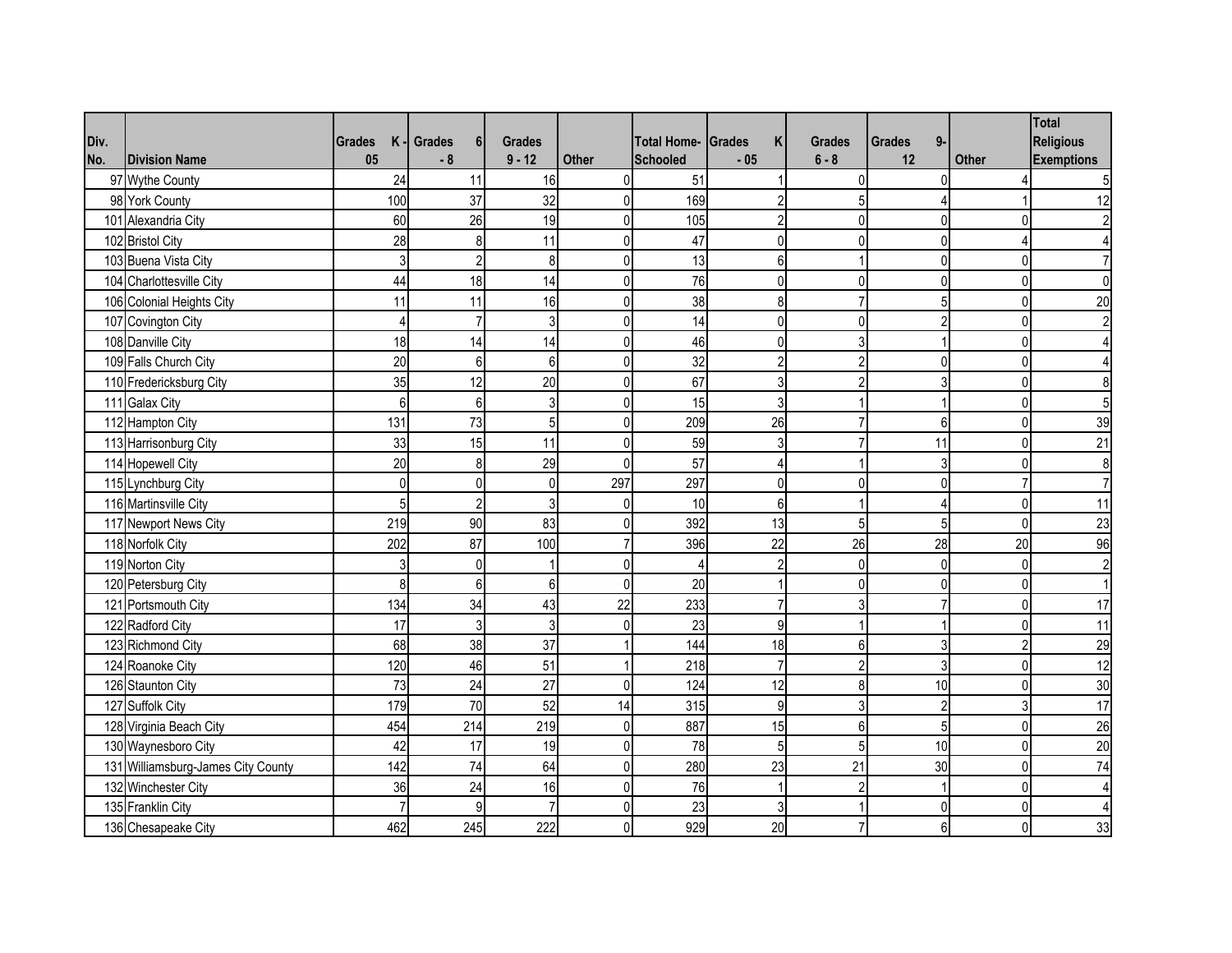| Div. No. | Division Name | Grades K - 05 | Grades 6 - 8 | Grades 9 - 12 | Other | Total Home-Schooled | Grades K - 05 | Grades 6 - 8 | Grades 9-12 | Other | Total Religious Exemptions |
|---|---|---|---|---|---|---|---|---|---|---|---|
| 97 | Wythe County | 24 | 11 | 16 | 0 | 51 | 1 | 0 | 0 | 4 | 5 |
| 98 | York County | 100 | 37 | 32 | 0 | 169 | 2 | 5 | 4 | 1 | 12 |
| 101 | Alexandria City | 60 | 26 | 19 | 0 | 105 | 2 | 0 | 0 | 0 | 2 |
| 102 | Bristol City | 28 | 8 | 11 | 0 | 47 | 0 | 0 | 0 | 4 | 4 |
| 103 | Buena Vista City | 3 | 2 | 8 | 0 | 13 | 6 | 1 | 0 | 0 | 7 |
| 104 | Charlottesville City | 44 | 18 | 14 | 0 | 76 | 0 | 0 | 0 | 0 | 0 |
| 106 | Colonial Heights City | 11 | 11 | 16 | 0 | 38 | 8 | 7 | 5 | 0 | 20 |
| 107 | Covington City | 4 | 7 | 3 | 0 | 14 | 0 | 0 | 2 | 0 | 2 |
| 108 | Danville City | 18 | 14 | 14 | 0 | 46 | 0 | 3 | 1 | 0 | 4 |
| 109 | Falls Church City | 20 | 6 | 6 | 0 | 32 | 2 | 2 | 0 | 0 | 4 |
| 110 | Fredericksburg City | 35 | 12 | 20 | 0 | 67 | 3 | 2 | 3 | 0 | 8 |
| 111 | Galax City | 6 | 6 | 3 | 0 | 15 | 3 | 1 | 1 | 0 | 5 |
| 112 | Hampton City | 131 | 73 | 5 | 0 | 209 | 26 | 7 | 6 | 0 | 39 |
| 113 | Harrisonburg City | 33 | 15 | 11 | 0 | 59 | 3 | 7 | 11 | 0 | 21 |
| 114 | Hopewell City | 20 | 8 | 29 | 0 | 57 | 4 | 1 | 3 | 0 | 8 |
| 115 | Lynchburg City | 0 | 0 | 0 | 297 | 297 | 0 | 0 | 0 | 7 | 7 |
| 116 | Martinsville City | 5 | 2 | 3 | 0 | 10 | 6 | 1 | 4 | 0 | 11 |
| 117 | Newport News City | 219 | 90 | 83 | 0 | 392 | 13 | 5 | 5 | 0 | 23 |
| 118 | Norfolk City | 202 | 87 | 100 | 7 | 396 | 22 | 26 | 28 | 20 | 96 |
| 119 | Norton City | 3 | 0 | 1 | 0 | 4 | 2 | 0 | 0 | 0 | 2 |
| 120 | Petersburg City | 8 | 6 | 6 | 0 | 20 | 1 | 0 | 0 | 0 | 1 |
| 121 | Portsmouth City | 134 | 34 | 43 | 22 | 233 | 7 | 3 | 7 | 0 | 17 |
| 122 | Radford City | 17 | 3 | 3 | 0 | 23 | 9 | 1 | 1 | 0 | 11 |
| 123 | Richmond City | 68 | 38 | 37 | 1 | 144 | 18 | 6 | 3 | 2 | 29 |
| 124 | Roanoke City | 120 | 46 | 51 | 1 | 218 | 7 | 2 | 3 | 0 | 12 |
| 126 | Staunton City | 73 | 24 | 27 | 0 | 124 | 12 | 8 | 10 | 0 | 30 |
| 127 | Suffolk City | 179 | 70 | 52 | 14 | 315 | 9 | 3 | 2 | 3 | 17 |
| 128 | Virginia Beach City | 454 | 214 | 219 | 0 | 887 | 15 | 6 | 5 | 0 | 26 |
| 130 | Waynesboro City | 42 | 17 | 19 | 0 | 78 | 5 | 5 | 10 | 0 | 20 |
| 131 | Williamsburg-James City County | 142 | 74 | 64 | 0 | 280 | 23 | 21 | 30 | 0 | 74 |
| 132 | Winchester City | 36 | 24 | 16 | 0 | 76 | 1 | 2 | 1 | 0 | 4 |
| 135 | Franklin City | 7 | 9 | 7 | 0 | 23 | 3 | 1 | 0 | 0 | 4 |
| 136 | Chesapeake City | 462 | 245 | 222 | 0 | 929 | 20 | 7 | 6 | 0 | 33 |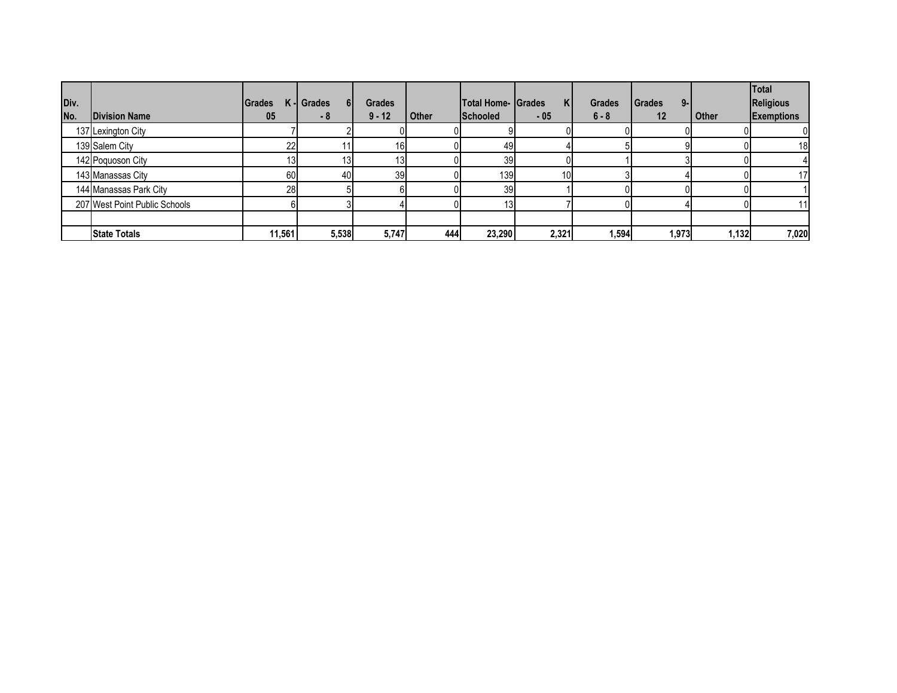| Div. No. | Division Name | Grades K - 05 | Grades 6 - 8 | Grades 9 - 12 | Other | Total Home-Schooled | Grades K - 05 | Grades 6 - 8 | Grades 9-12 | Other | Total Religious Exemptions |
|---|---|---|---|---|---|---|---|---|---|---|---|
| 137 | Lexington City | 7 | 2 | 0 | 0 | 9 | 0 | 0 | 0 | 0 | 0 |
| 139 | Salem City | 22 | 11 | 16 | 0 | 49 | 4 | 5 | 9 | 0 | 18 |
| 142 | Poquoson City | 13 | 13 | 13 | 0 | 39 | 0 | 1 | 3 | 0 | 4 |
| 143 | Manassas City | 60 | 40 | 39 | 0 | 139 | 10 | 3 | 4 | 0 | 17 |
| 144 | Manassas Park City | 28 | 5 | 6 | 0 | 39 | 1 | 0 | 0 | 0 | 1 |
| 207 | West Point Public Schools | 6 | 3 | 4 | 0 | 13 | 7 | 0 | 4 | 0 | 11 |
| | | | | | | | | | | | |
| | **State Totals** | **11,561** | **5,538** | **5,747** | **444** | **23,290** | **2,321** | **1,594** | **1,973** | **1,132** | **7,020** |